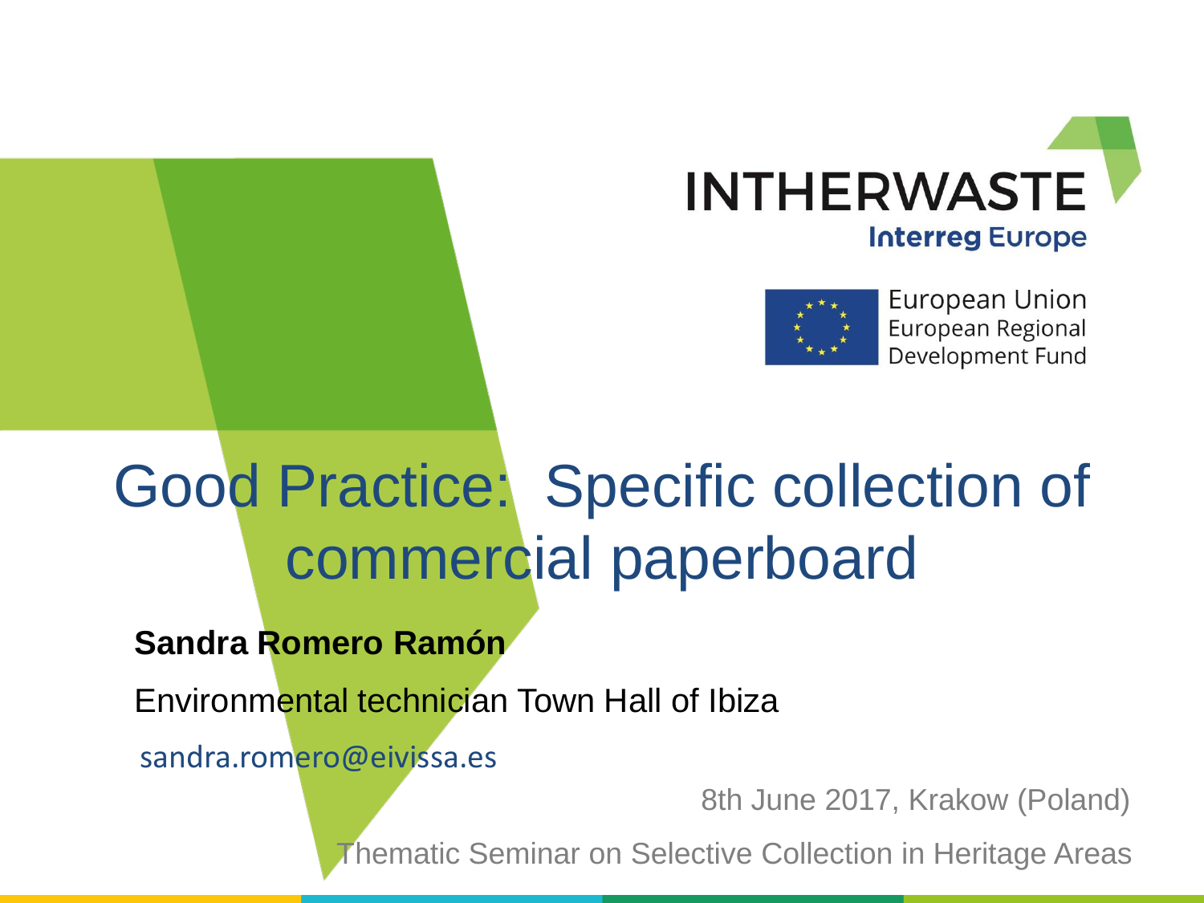INTHERWASTE

Interreg Europe

European Union
European Regional
Development Fund

# Good Practice: Specific collection of commercial paperboard

**Sandra Romero Ramón**

Environmental technician Town Hall of Ibiza

sandra.romero@eivissa.es

8th June 2017, Krakow (Poland)

Thematic Seminar on Selective Collection in Heritage Areas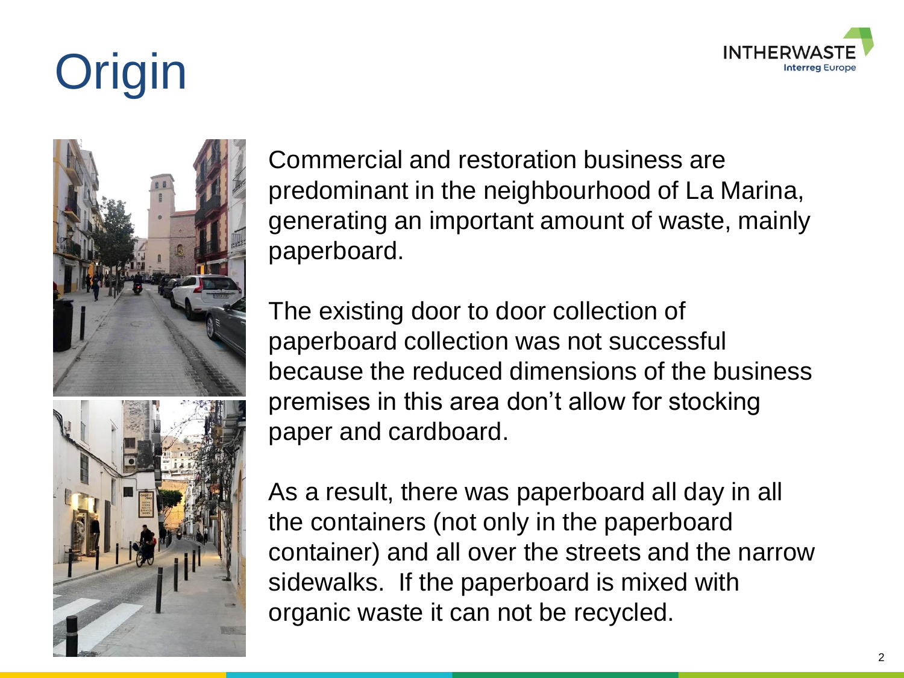# Origin

Commercial and restoration business are predominant in the neighbourhood of La Marina, generating an important amount of waste, mainly paperboard.

The existing door to door collection of paperboard collection was not successful because the reduced dimensions of the business premises in this area don't allow for stocking paper and cardboard.

As a result, there was paperboard all day in all the containers (not only in the paperboard container) and all over the streets and the narrow sidewalks. If the paperboard is mixed with organic waste it can not be recycled.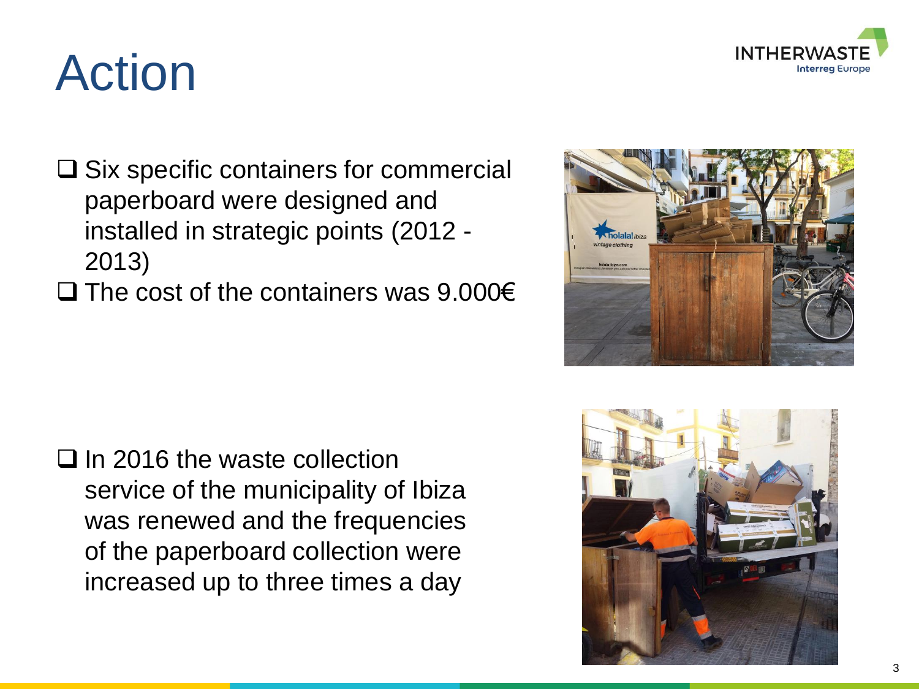# Action

- Six specific containers for commercial paperboard were designed and installed in strategic points (2012 - 2013)
- The cost of the containers was 9.000€

- In 2016 the waste collection service of the municipality of Ibiza was renewed and the frequencies of the paperboard collection were increased up to three times a day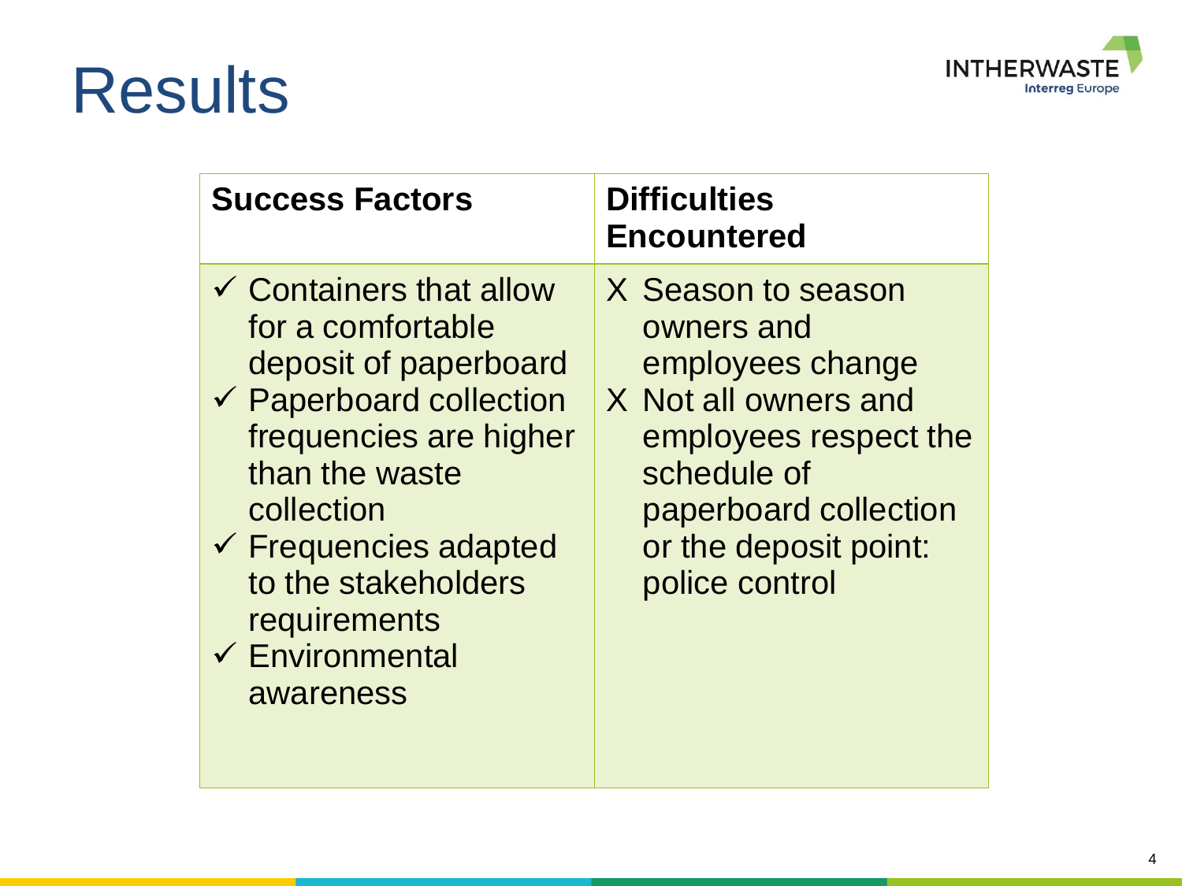# Results

| Success Factors | Difficulties Encountered |
|---|---|
| ✓ Containers that allow for a comfortable deposit of paperboard<br>✓ Paperboard collection frequencies are higher than the waste collection<br>✓ Frequencies adapted to the stakeholders requirements<br>✓ Environmental awareness | X Season to season owners and employees change<br>X Not all owners and employees respect the schedule of paperboard collection or the deposit point: police control |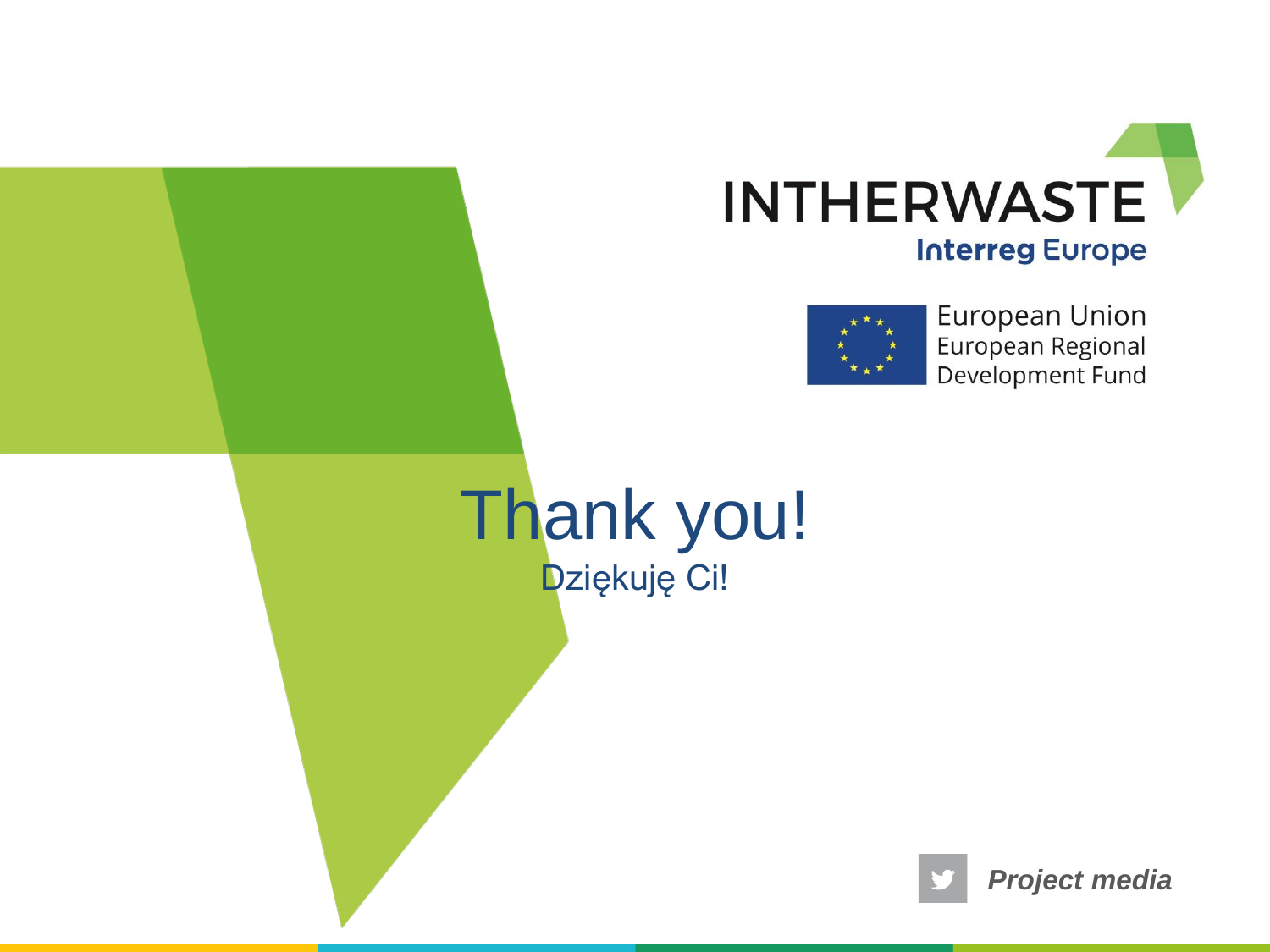INTHERWASTE

Interreg Europe

European Union
European Regional Development Fund

# Thank you!

Dziękuję Ci!

***Project media***